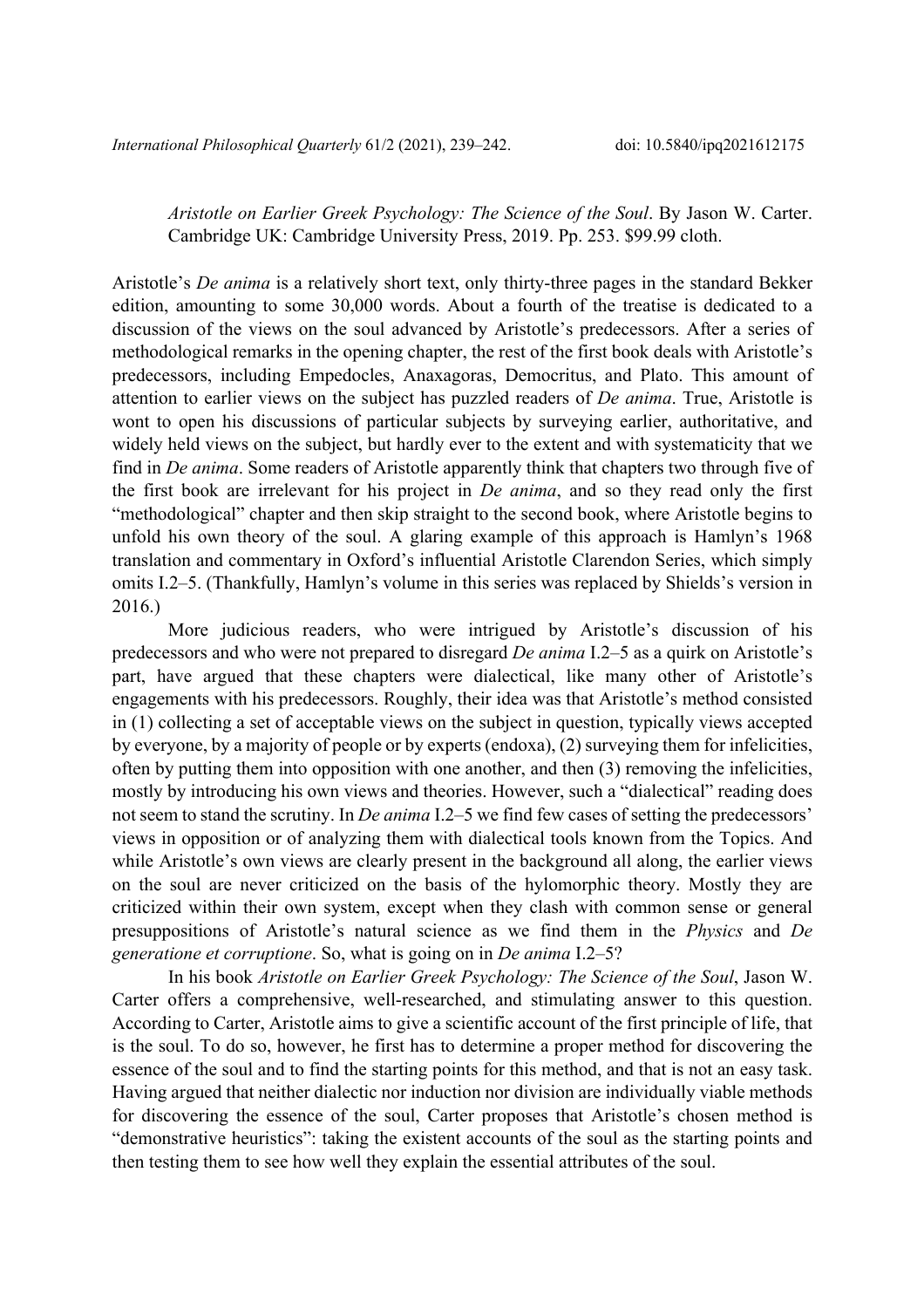*Aristotle on Earlier Greek Psychology: The Science of the Soul*. By Jason W. Carter. Cambridge UK: Cambridge University Press, 2019. Pp. 253. $99.99 cloth.

Aristotle's *De anima* is a relatively short text, only thirty-three pages in the standard Bekker edition, amounting to some 30,000 words. About a fourth of the treatise is dedicated to a discussion of the views on the soul advanced by Aristotle's predecessors. After a series of methodological remarks in the opening chapter, the rest of the first book deals with Aristotle's predecessors, including Empedocles, Anaxagoras, Democritus, and Plato. This amount of attention to earlier views on the subject has puzzled readers of *De anima*. True, Aristotle is wont to open his discussions of particular subjects by surveying earlier, authoritative, and widely held views on the subject, but hardly ever to the extent and with systematicity that we find in *De anima*. Some readers of Aristotle apparently think that chapters two through five of the first book are irrelevant for his project in *De anima*, and so they read only the first "methodological" chapter and then skip straight to the second book, where Aristotle begins to unfold his own theory of the soul. A glaring example of this approach is Hamlyn's 1968 translation and commentary in Oxford's influential Aristotle Clarendon Series, which simply omits I.2–5. (Thankfully, Hamlyn's volume in this series was replaced by Shields's version in 2016.)

More judicious readers, who were intrigued by Aristotle's discussion of his predecessors and who were not prepared to disregard *De anima* I.2–5 as a quirk on Aristotle's part, have argued that these chapters were dialectical, like many other of Aristotle's engagements with his predecessors. Roughly, their idea was that Aristotle's method consisted in (1) collecting a set of acceptable views on the subject in question, typically views accepted by everyone, by a majority of people or by experts (endoxa), (2) surveying them for infelicities, often by putting them into opposition with one another, and then (3) removing the infelicities, mostly by introducing his own views and theories. However, such a "dialectical" reading does not seem to stand the scrutiny. In *De anima* I.2–5 we find few cases of setting the predecessors' views in opposition or of analyzing them with dialectical tools known from the Topics. And while Aristotle's own views are clearly present in the background all along, the earlier views on the soul are never criticized on the basis of the hylomorphic theory. Mostly they are criticized within their own system, except when they clash with common sense or general presuppositions of Aristotle's natural science as we find them in the *Physics* and *De generatione et corruptione*. So, what is going on in *De anima* I.2–5?

In his book *Aristotle on Earlier Greek Psychology: The Science of the Soul*, Jason W. Carter offers a comprehensive, well-researched, and stimulating answer to this question. According to Carter, Aristotle aims to give a scientific account of the first principle of life, that is the soul. To do so, however, he first has to determine a proper method for discovering the essence of the soul and to find the starting points for this method, and that is not an easy task. Having argued that neither dialectic nor induction nor division are individually viable methods for discovering the essence of the soul, Carter proposes that Aristotle's chosen method is "demonstrative heuristics": taking the existent accounts of the soul as the starting points and then testing them to see how well they explain the essential attributes of the soul.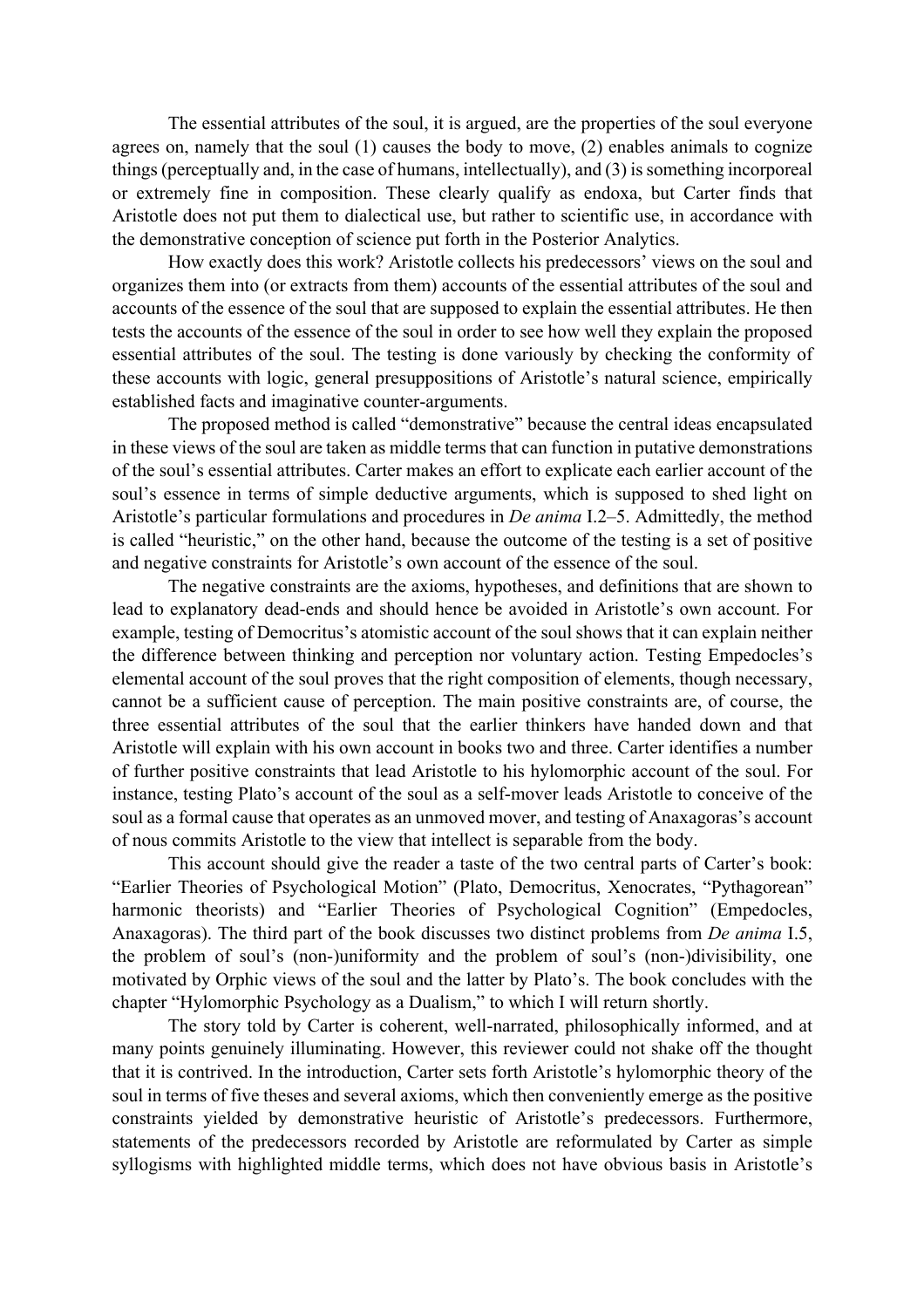The essential attributes of the soul, it is argued, are the properties of the soul everyone agrees on, namely that the soul (1) causes the body to move, (2) enables animals to cognize things (perceptually and, in the case of humans, intellectually), and (3) is something incorporeal or extremely fine in composition. These clearly qualify as endoxa, but Carter finds that Aristotle does not put them to dialectical use, but rather to scientific use, in accordance with the demonstrative conception of science put forth in the Posterior Analytics.

How exactly does this work? Aristotle collects his predecessors' views on the soul and organizes them into (or extracts from them) accounts of the essential attributes of the soul and accounts of the essence of the soul that are supposed to explain the essential attributes. He then tests the accounts of the essence of the soul in order to see how well they explain the proposed essential attributes of the soul. The testing is done variously by checking the conformity of these accounts with logic, general presuppositions of Aristotle's natural science, empirically established facts and imaginative counter-arguments.

The proposed method is called "demonstrative" because the central ideas encapsulated in these views of the soul are taken as middle terms that can function in putative demonstrations of the soul's essential attributes. Carter makes an effort to explicate each earlier account of the soul's essence in terms of simple deductive arguments, which is supposed to shed light on Aristotle's particular formulations and procedures in *De anima* I.2–5. Admittedly, the method is called "heuristic," on the other hand, because the outcome of the testing is a set of positive and negative constraints for Aristotle's own account of the essence of the soul.

The negative constraints are the axioms, hypotheses, and definitions that are shown to lead to explanatory dead-ends and should hence be avoided in Aristotle's own account. For example, testing of Democritus's atomistic account of the soul shows that it can explain neither the difference between thinking and perception nor voluntary action. Testing Empedocles's elemental account of the soul proves that the right composition of elements, though necessary, cannot be a sufficient cause of perception. The main positive constraints are, of course, the three essential attributes of the soul that the earlier thinkers have handed down and that Aristotle will explain with his own account in books two and three. Carter identifies a number of further positive constraints that lead Aristotle to his hylomorphic account of the soul. For instance, testing Plato's account of the soul as a self-mover leads Aristotle to conceive of the soul as a formal cause that operates as an unmoved mover, and testing of Anaxagoras's account of nous commits Aristotle to the view that intellect is separable from the body.

This account should give the reader a taste of the two central parts of Carter's book: "Earlier Theories of Psychological Motion" (Plato, Democritus, Xenocrates, "Pythagorean" harmonic theorists) and "Earlier Theories of Psychological Cognition" (Empedocles, Anaxagoras). The third part of the book discusses two distinct problems from *De anima* I.5, the problem of soul's (non-)uniformity and the problem of soul's (non-)divisibility, one motivated by Orphic views of the soul and the latter by Plato's. The book concludes with the chapter "Hylomorphic Psychology as a Dualism," to which I will return shortly.

The story told by Carter is coherent, well-narrated, philosophically informed, and at many points genuinely illuminating. However, this reviewer could not shake off the thought that it is contrived. In the introduction, Carter sets forth Aristotle's hylomorphic theory of the soul in terms of five theses and several axioms, which then conveniently emerge as the positive constraints yielded by demonstrative heuristic of Aristotle's predecessors. Furthermore, statements of the predecessors recorded by Aristotle are reformulated by Carter as simple syllogisms with highlighted middle terms, which does not have obvious basis in Aristotle's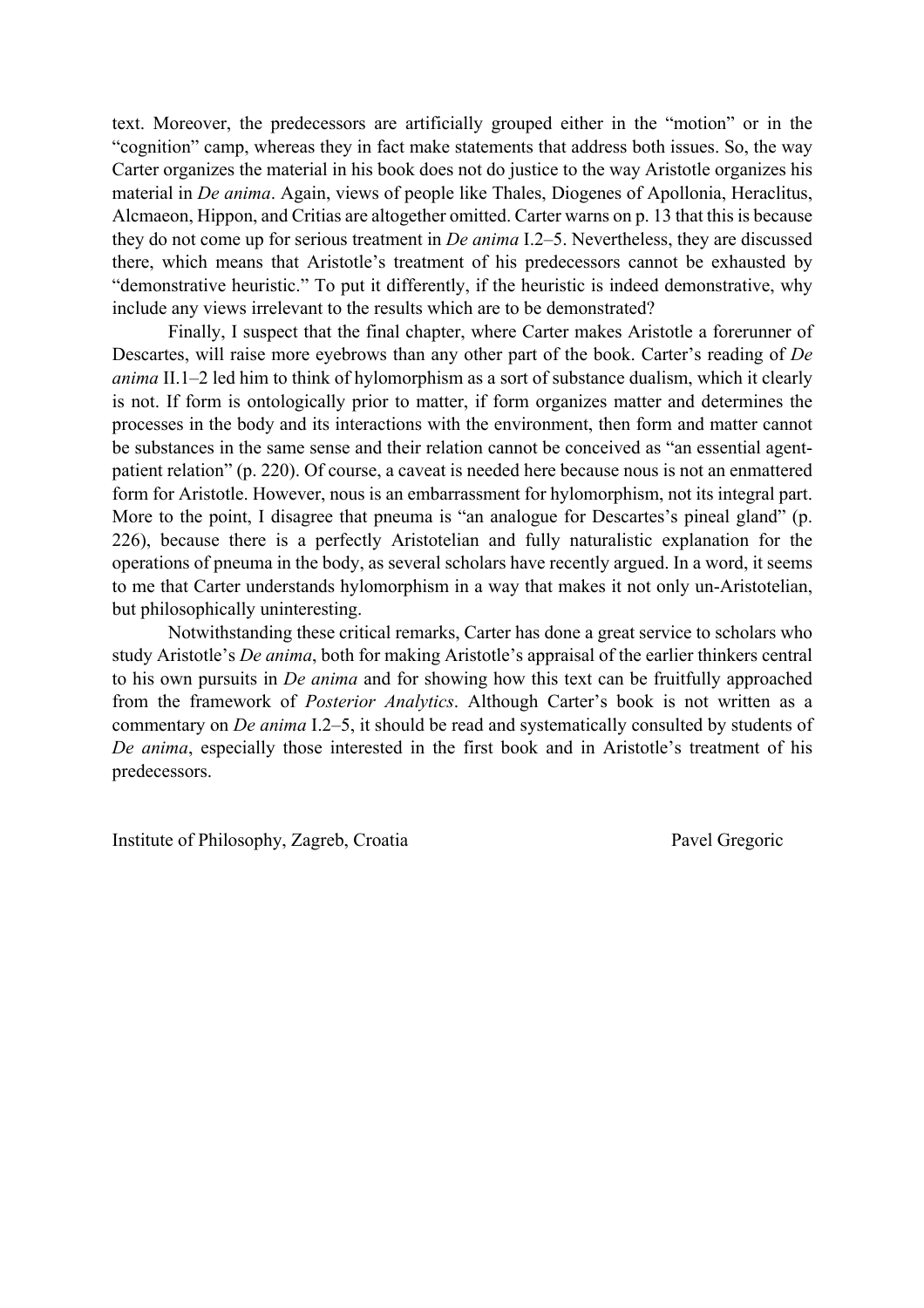text. Moreover, the predecessors are artificially grouped either in the "motion" or in the "cognition" camp, whereas they in fact make statements that address both issues. So, the way Carter organizes the material in his book does not do justice to the way Aristotle organizes his material in *De anima*. Again, views of people like Thales, Diogenes of Apollonia, Heraclitus, Alcmaeon, Hippon, and Critias are altogether omitted. Carter warns on p. 13 that this is because they do not come up for serious treatment in *De anima* I.2–5. Nevertheless, they are discussed there, which means that Aristotle's treatment of his predecessors cannot be exhausted by "demonstrative heuristic." To put it differently, if the heuristic is indeed demonstrative, why include any views irrelevant to the results which are to be demonstrated?

Finally, I suspect that the final chapter, where Carter makes Aristotle a forerunner of Descartes, will raise more eyebrows than any other part of the book. Carter's reading of *De anima* II.1–2 led him to think of hylomorphism as a sort of substance dualism, which it clearly is not. If form is ontologically prior to matter, if form organizes matter and determines the processes in the body and its interactions with the environment, then form and matter cannot be substances in the same sense and their relation cannot be conceived as "an essential agent-patient relation" (p. 220). Of course, a caveat is needed here because nous is not an enmattered form for Aristotle. However, nous is an embarrassment for hylomorphism, not its integral part. More to the point, I disagree that pneuma is "an analogue for Descartes's pineal gland" (p. 226), because there is a perfectly Aristotelian and fully naturalistic explanation for the operations of pneuma in the body, as several scholars have recently argued. In a word, it seems to me that Carter understands hylomorphism in a way that makes it not only un-Aristotelian, but philosophically uninteresting.

Notwithstanding these critical remarks, Carter has done a great service to scholars who study Aristotle's *De anima*, both for making Aristotle's appraisal of the earlier thinkers central to his own pursuits in *De anima* and for showing how this text can be fruitfully approached from the framework of *Posterior Analytics*. Although Carter's book is not written as a commentary on *De anima* I.2–5, it should be read and systematically consulted by students of *De anima*, especially those interested in the first book and in Aristotle's treatment of his predecessors.

Institute of Philosophy, Zagreb, Croatia

Pavel Gregoric